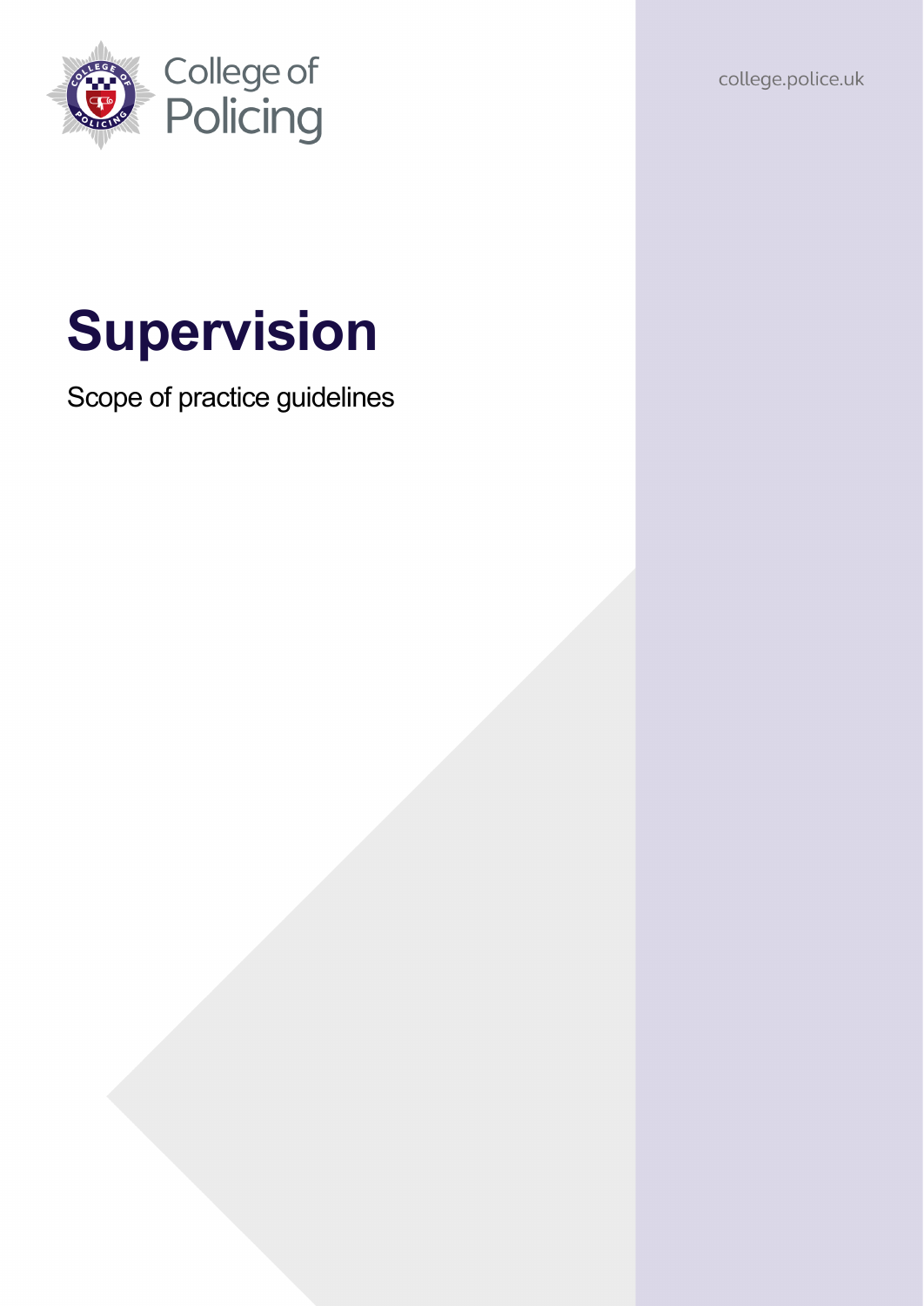College of Policing

college.police.uk

# Supervision

Scope of practice guidelines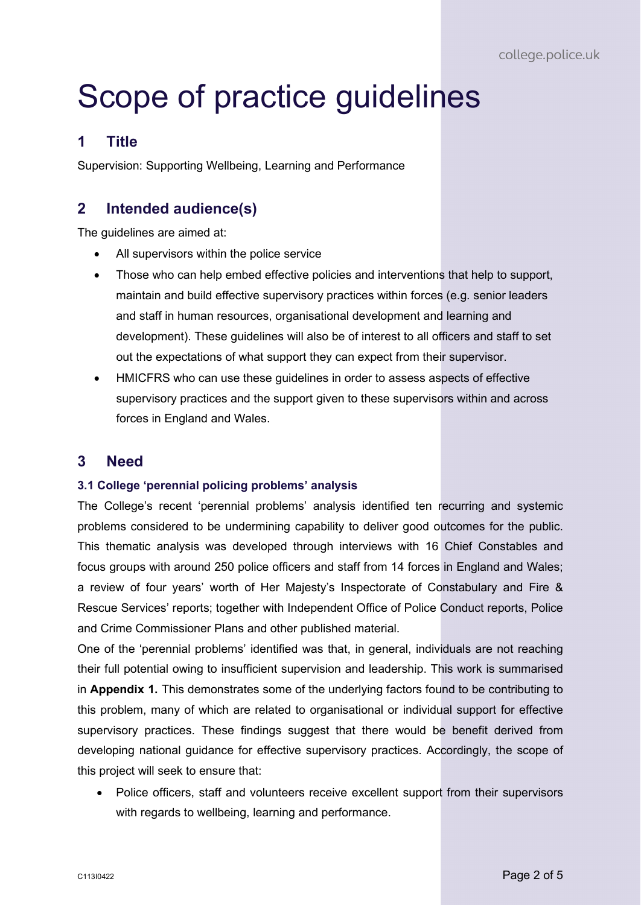# Scope of practice guidelines

## 1 Title

Supervision: Supporting Wellbeing, Learning and Performance

## 2 Intended audience(s)

The guidelines are aimed at:

- All supervisors within the police service
- Those who can help embed effective policies and interventions that help to support, maintain and build effective supervisory practices within forces (e.g. senior leaders and staff in human resources, organisational development and learning and development). These guidelines will also be of interest to all officers and staff to set out the expectations of what support they can expect from their supervisor.
- HMICFRS who can use these guidelines in order to assess aspects of effective supervisory practices and the support given to these supervisors within and across forces in England and Wales.

## 3 Need

### 3.1 College 'perennial policing problems' analysis

The College's recent 'perennial problems' analysis identified ten recurring and systemic problems considered to be undermining capability to deliver good outcomes for the public. This thematic analysis was developed through interviews with 16 Chief Constables and focus groups with around 250 police officers and staff from 14 forces in England and Wales; a review of four years' worth of Her Majesty's Inspectorate of Constabulary and Fire & Rescue Services' reports; together with Independent Office of Police Conduct reports, Police and Crime Commissioner Plans and other published material.

One of the 'perennial problems' identified was that, in general, individuals are not reaching their full potential owing to insufficient supervision and leadership. This work is summarised in **Appendix 1.** This demonstrates some of the underlying factors found to be contributing to this problem, many of which are related to organisational or individual support for effective supervisory practices. These findings suggest that there would be benefit derived from developing national guidance for effective supervisory practices. Accordingly, the scope of this project will seek to ensure that:

- Police officers, staff and volunteers receive excellent support from their supervisors with regards to wellbeing, learning and performance.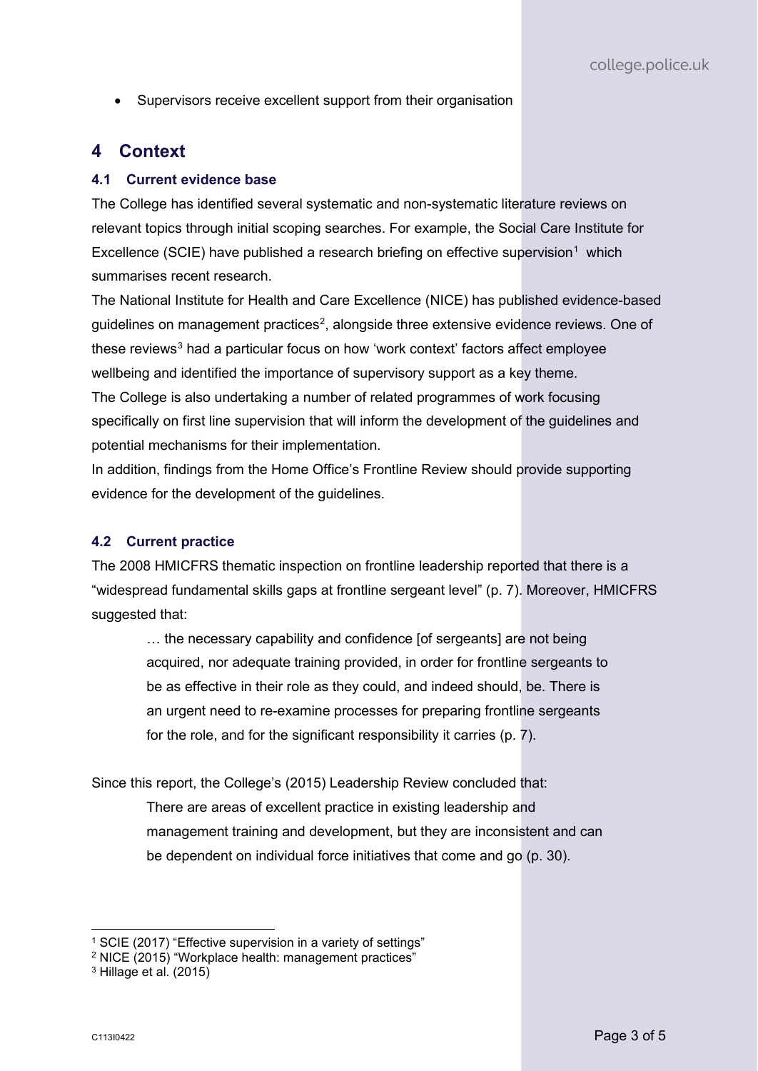- Supervisors receive excellent support from their organisation

# 4 Context

## 4.1 Current evidence base

The College has identified several systematic and non-systematic literature reviews on relevant topics through initial scoping searches. For example, the Social Care Institute for Excellence (SCIE) have published a research briefing on effective supervision[1] which summarises recent research.

The National Institute for Health and Care Excellence (NICE) has published evidence-based guidelines on management practices[2], alongside three extensive evidence reviews. One of these reviews[3] had a particular focus on how 'work context' factors affect employee wellbeing and identified the importance of supervisory support as a key theme.

The College is also undertaking a number of related programmes of work focusing specifically on first line supervision that will inform the development of the guidelines and potential mechanisms for their implementation.

In addition, findings from the Home Office's Frontline Review should provide supporting evidence for the development of the guidelines.

## 4.2 Current practice

The 2008 HMICFRS thematic inspection on frontline leadership reported that there is a "widespread fundamental skills gaps at frontline sergeant level" (p. 7). Moreover, HMICFRS suggested that:

> … the necessary capability and confidence [of sergeants] are not being acquired, nor adequate training provided, in order for frontline sergeants to be as effective in their role as they could, and indeed should, be. There is an urgent need to re-examine processes for preparing frontline sergeants for the role, and for the significant responsibility it carries (p. 7).

Since this report, the College's (2015) Leadership Review concluded that:

> There are areas of excellent practice in existing leadership and management training and development, but they are inconsistent and can be dependent on individual force initiatives that come and go (p. 30).

[1] SCIE (2017) "Effective supervision in a variety of settings"
[2] NICE (2015) "Workplace health: management practices"
[3] Hillage et al. (2015)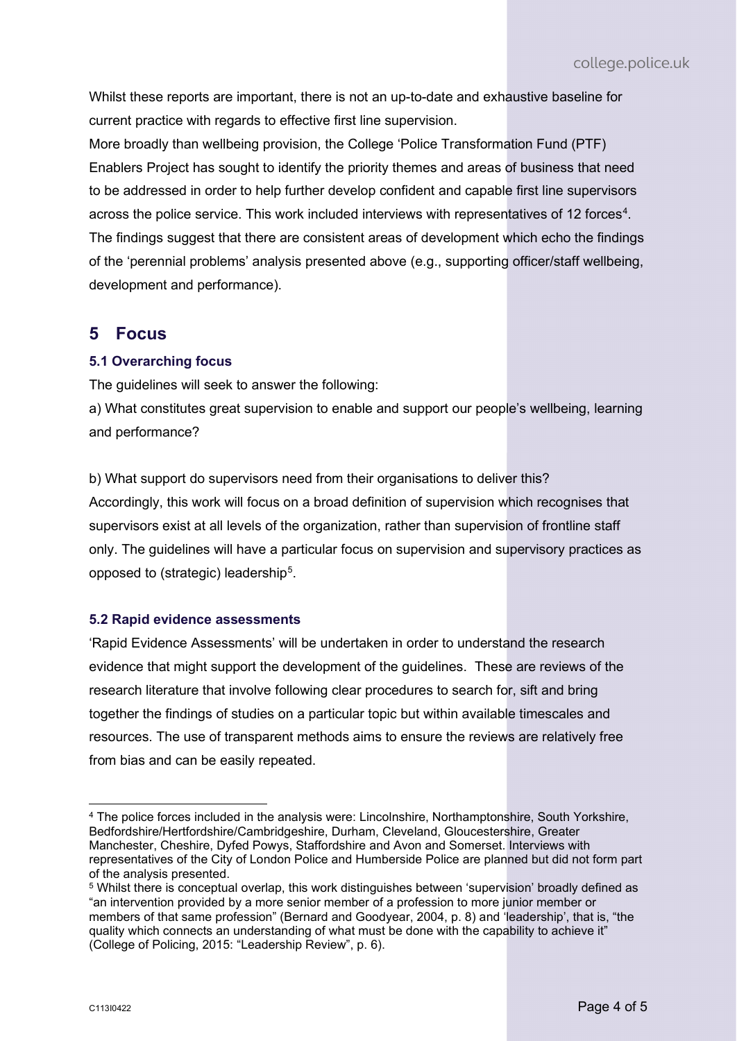Whilst these reports are important, there is not an up-to-date and exhaustive baseline for current practice with regards to effective first line supervision.

More broadly than wellbeing provision, the College 'Police Transformation Fund (PTF) Enablers Project has sought to identify the priority themes and areas of business that need to be addressed in order to help further develop confident and capable first line supervisors across the police service. This work included interviews with representatives of 12 forces[4]. The findings suggest that there are consistent areas of development which echo the findings of the 'perennial problems' analysis presented above (e.g., supporting officer/staff wellbeing, development and performance).

## 5 Focus

### 5.1 Overarching focus

The guidelines will seek to answer the following:

a) What constitutes great supervision to enable and support our people's wellbeing, learning and performance?

b) What support do supervisors need from their organisations to deliver this?

Accordingly, this work will focus on a broad definition of supervision which recognises that supervisors exist at all levels of the organization, rather than supervision of frontline staff only. The guidelines will have a particular focus on supervision and supervisory practices as opposed to (strategic) leadership[5].

### 5.2 Rapid evidence assessments

'Rapid Evidence Assessments' will be undertaken in order to understand the research evidence that might support the development of the guidelines. These are reviews of the research literature that involve following clear procedures to search for, sift and bring together the findings of studies on a particular topic but within available timescales and resources. The use of transparent methods aims to ensure the reviews are relatively free from bias and can be easily repeated.

---

[4] The police forces included in the analysis were: Lincolnshire, Northamptonshire, South Yorkshire, Bedfordshire/Hertfordshire/Cambridgeshire, Durham, Cleveland, Gloucestershire, Greater Manchester, Cheshire, Dyfed Powys, Staffordshire and Avon and Somerset. Interviews with representatives of the City of London Police and Humberside Police are planned but did not form part of the analysis presented.

[5] Whilst there is conceptual overlap, this work distinguishes between 'supervision' broadly defined as "an intervention provided by a more senior member of a profession to more junior member or members of that same profession" (Bernard and Goodyear, 2004, p. 8) and 'leadership', that is, "the quality which connects an understanding of what must be done with the capability to achieve it" (College of Policing, 2015: "Leadership Review", p. 6).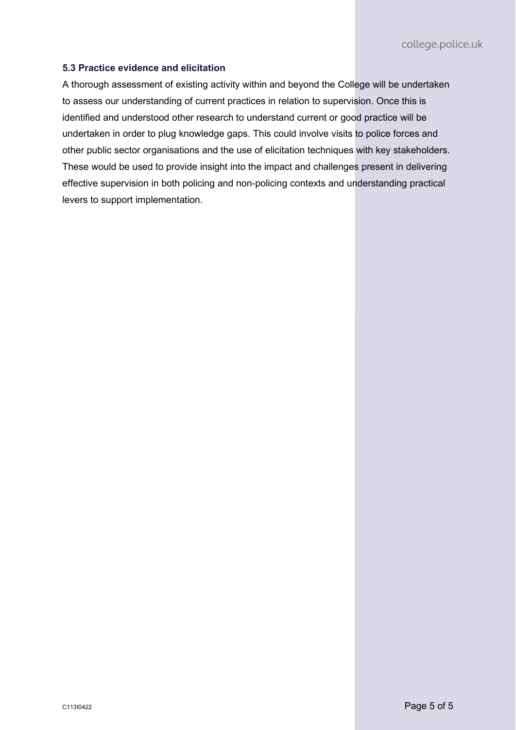### 5.3 Practice evidence and elicitation

A thorough assessment of existing activity within and beyond the College will be undertaken to assess our understanding of current practices in relation to supervision. Once this is identified and understood other research to understand current or good practice will be undertaken in order to plug knowledge gaps. This could involve visits to police forces and other public sector organisations and the use of elicitation techniques with key stakeholders. These would be used to provide insight into the impact and challenges present in delivering effective supervision in both policing and non-policing contexts and understanding practical levers to support implementation.